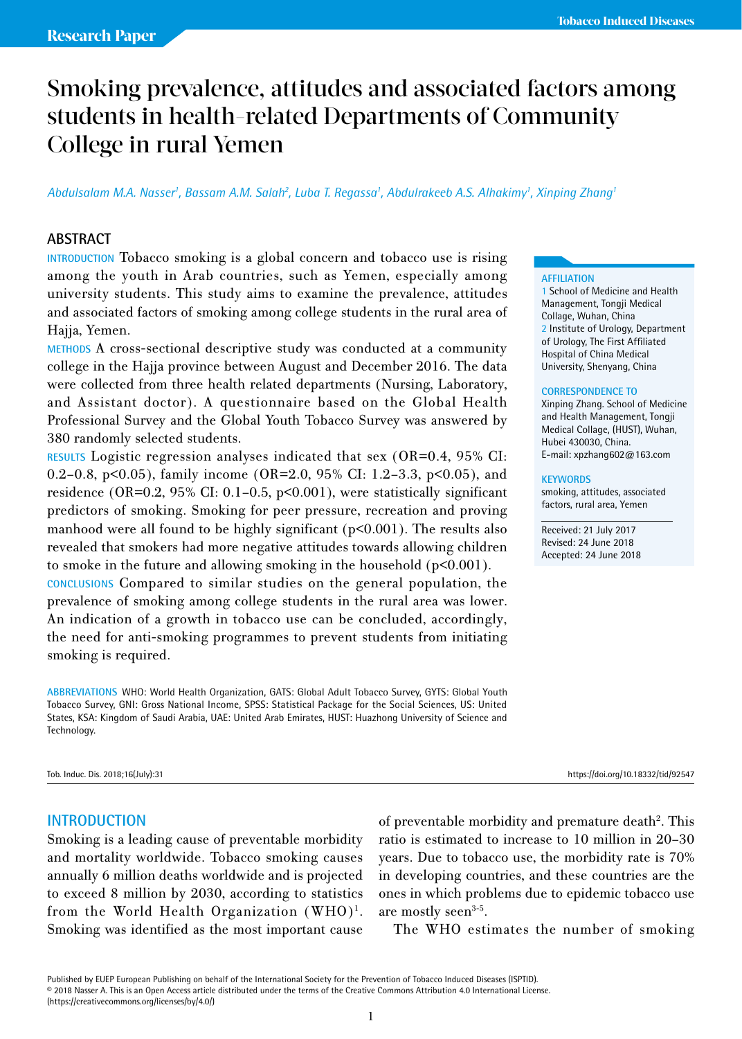Research Paper

# Smoking prevalence, attitudes and associated factors among students in health-related Departments of Community College in rural Yemen

*Abdulsalam M.A. Nasser[1], Bassam A.M. Salah[2], Luba T. Regassa[1], Abdulrakeeb A.S. Alhakimy[1], Xinping Zhang[1]*

## ABSTRACT

**INTRODUCTION** Tobacco smoking is a global concern and tobacco use is rising among the youth in Arab countries, such as Yemen, especially among university students. This study aims to examine the prevalence, attitudes and associated factors of smoking among college students in the rural area of Hajja, Yemen.

**METHODS** A cross-sectional descriptive study was conducted at a community college in the Hajja province between August and December 2016. The data were collected from three health related departments (Nursing, Laboratory, and Assistant doctor). A questionnaire based on the Global Health Professional Survey and the Global Youth Tobacco Survey was answered by 380 randomly selected students.

**RESULTS** Logistic regression analyses indicated that sex (OR=0.4, 95% CI: 0.2–0.8, $p<0.05$), family income (OR=2.0, 95% CI: 1.2–3.3, $p<0.05$), and residence (OR=0.2, 95% CI: 0.1–0.5, $p<0.001$), were statistically significant predictors of smoking. Smoking for peer pressure, recreation and proving manhood were all found to be highly significant ($p<0.001$). The results also revealed that smokers had more negative attitudes towards allowing children to smoke in the future and allowing smoking in the household ($p<0.001$).

**CONCLUSIONS** Compared to similar studies on the general population, the prevalence of smoking among college students in the rural area was lower. An indication of a growth in tobacco use can be concluded, accordingly, the need for anti-smoking programmes to prevent students from initiating smoking is required.

**ABBREVIATIONS** WHO: World Health Organization, GATS: Global Adult Tobacco Survey, GYTS: Global Youth Tobacco Survey, GNI: Gross National Income, SPSS: Statistical Package for the Social Sciences, US: United States, KSA: Kingdom of Saudi Arabia, UAE: United Arab Emirates, HUST: Huazhong University of Science and Technology.

**AFFILIATION**
1 School of Medicine and Health Management, Tongji Medical Collage, Wuhan, China
2 Institute of Urology, Department of Urology, The First Affiliated Hospital of China Medical University, Shenyang, China

**CORRESPONDENCE TO**
Xinping Zhang. School of Medicine and Health Management, Tongji Medical Collage, (HUST), Wuhan, Hubei 430030, China.
E-mail: xpzhang602@163.com

**KEYWORDS**
smoking, attitudes, associated factors, rural area, Yemen

Received: 21 July 2017
Revised: 24 June 2018
Accepted: 24 June 2018

## INTRODUCTION

Smoking is a leading cause of preventable morbidity and mortality worldwide. Tobacco smoking causes annually 6 million deaths worldwide and is projected to exceed 8 million by 2030, according to statistics from the World Health Organization (WHO)[1]. Smoking was identified as the most important cause of preventable morbidity and premature death[2]. This ratio is estimated to increase to 10 million in 20–30 years. Due to tobacco use, the morbidity rate is 70% in developing countries, and these countries are the ones in which problems due to epidemic tobacco use are mostly seen[3-5].

The WHO estimates the number of smoking

Published by EUEP European Publishing on behalf of the International Society for the Prevention of Tobacco Induced Diseases (ISPTID).
© 2018 Nasser A. This is an Open Access article distributed under the terms of the Creative Commons Attribution 4.0 International License. (https://creativecommons.org/licenses/by/4.0/)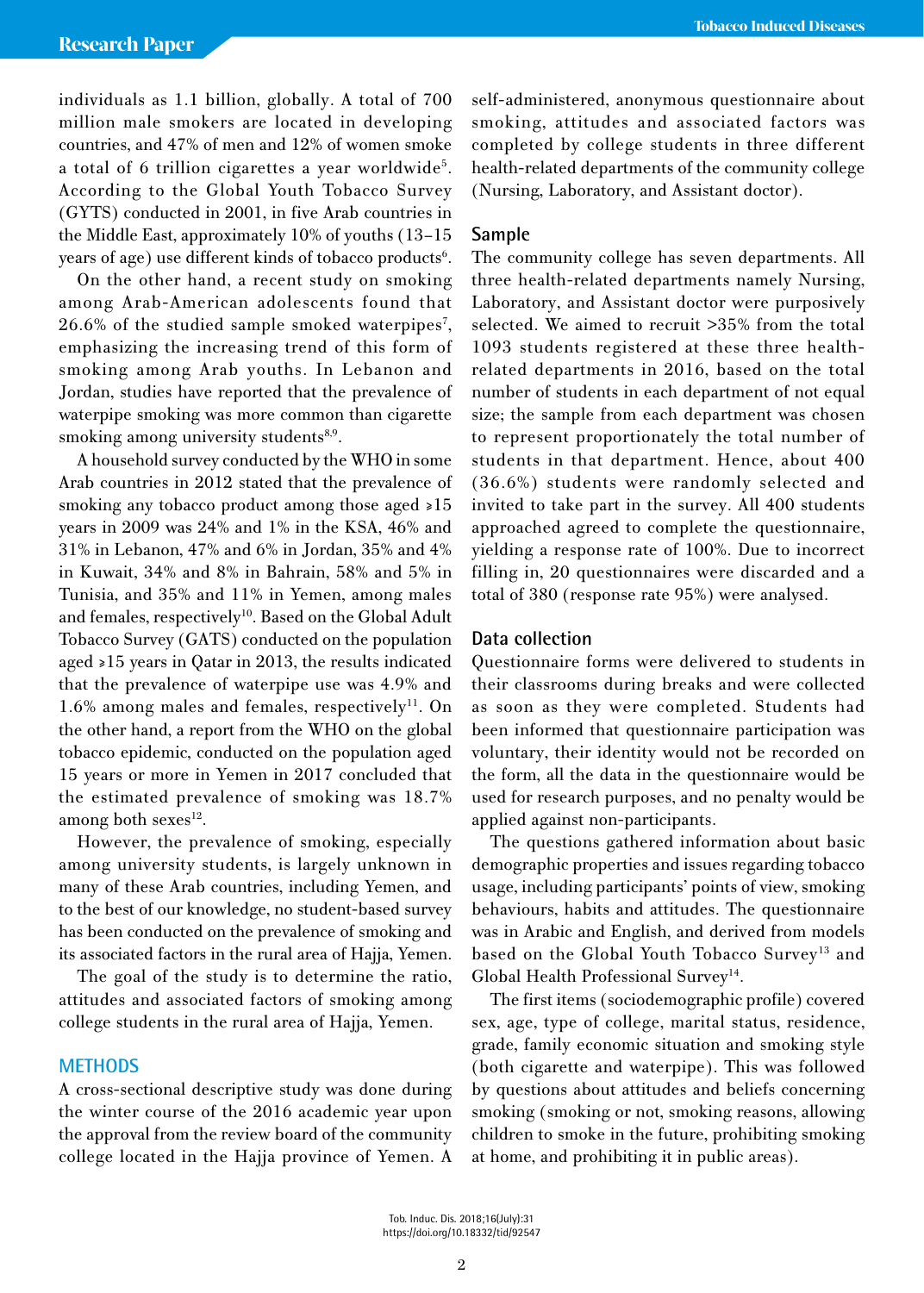individuals as 1.1 billion, globally. A total of 700 million male smokers are located in developing countries, and 47% of men and 12% of women smoke a total of 6 trillion cigarettes a year worldwide[5]. According to the Global Youth Tobacco Survey (GYTS) conducted in 2001, in five Arab countries in the Middle East, approximately 10% of youths (13–15 years of age) use different kinds of tobacco products[6].

On the other hand, a recent study on smoking among Arab-American adolescents found that 26.6% of the studied sample smoked waterpipes[7], emphasizing the increasing trend of this form of smoking among Arab youths. In Lebanon and Jordan, studies have reported that the prevalence of waterpipe smoking was more common than cigarette smoking among university students[8,9].

A household survey conducted by the WHO in some Arab countries in 2012 stated that the prevalence of smoking any tobacco product among those aged ≥15 years in 2009 was 24% and 1% in the KSA, 46% and 31% in Lebanon, 47% and 6% in Jordan, 35% and 4% in Kuwait, 34% and 8% in Bahrain, 58% and 5% in Tunisia, and 35% and 11% in Yemen, among males and females, respectively[10]. Based on the Global Adult Tobacco Survey (GATS) conducted on the population aged ≥15 years in Qatar in 2013, the results indicated that the prevalence of waterpipe use was 4.9% and 1.6% among males and females, respectively[11]. On the other hand, a report from the WHO on the global tobacco epidemic, conducted on the population aged 15 years or more in Yemen in 2017 concluded that the estimated prevalence of smoking was 18.7% among both sexes[12].

However, the prevalence of smoking, especially among university students, is largely unknown in many of these Arab countries, including Yemen, and to the best of our knowledge, no student-based survey has been conducted on the prevalence of smoking and its associated factors in the rural area of Hajja, Yemen.

The goal of the study is to determine the ratio, attitudes and associated factors of smoking among college students in the rural area of Hajja, Yemen.

## METHODS

A cross-sectional descriptive study was done during the winter course of the 2016 academic year upon the approval from the review board of the community college located in the Hajja province of Yemen. A self-administered, anonymous questionnaire about smoking, attitudes and associated factors was completed by college students in three different health-related departments of the community college (Nursing, Laboratory, and Assistant doctor).

### Sample

The community college has seven departments. All three health-related departments namely Nursing, Laboratory, and Assistant doctor were purposively selected. We aimed to recruit >35% from the total 1093 students registered at these three health-related departments in 2016, based on the total number of students in each department of not equal size; the sample from each department was chosen to represent proportionately the total number of students in that department. Hence, about 400 (36.6%) students were randomly selected and invited to take part in the survey. All 400 students approached agreed to complete the questionnaire, yielding a response rate of 100%. Due to incorrect filling in, 20 questionnaires were discarded and a total of 380 (response rate 95%) were analysed.

### Data collection

Questionnaire forms were delivered to students in their classrooms during breaks and were collected as soon as they were completed. Students had been informed that questionnaire participation was voluntary, their identity would not be recorded on the form, all the data in the questionnaire would be used for research purposes, and no penalty would be applied against non-participants.

The questions gathered information about basic demographic properties and issues regarding tobacco usage, including participants' points of view, smoking behaviours, habits and attitudes. The questionnaire was in Arabic and English, and derived from models based on the Global Youth Tobacco Survey[13] and Global Health Professional Survey[14].

The first items (sociodemographic profile) covered sex, age, type of college, marital status, residence, grade, family economic situation and smoking style (both cigarette and waterpipe). This was followed by questions about attitudes and beliefs concerning smoking (smoking or not, smoking reasons, allowing children to smoke in the future, prohibiting smoking at home, and prohibiting it in public areas).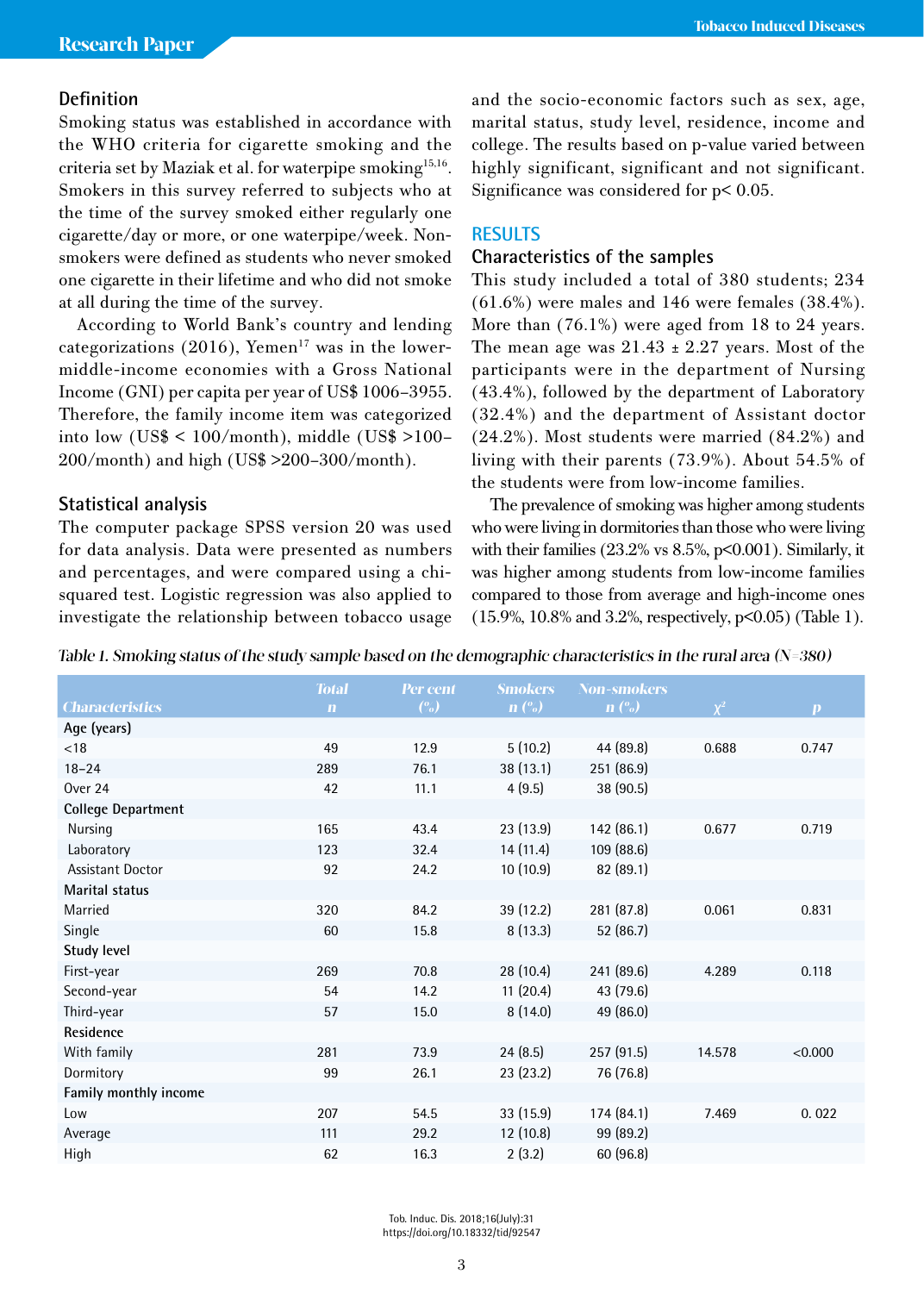### Definition

Smoking status was established in accordance with the WHO criteria for cigarette smoking and the criteria set by Maziak et al. for waterpipe smoking[15,16]. Smokers in this survey referred to subjects who at the time of the survey smoked either regularly one cigarette/day or more, or one waterpipe/week. Non-smokers were defined as students who never smoked one cigarette in their lifetime and who did not smoke at all during the time of the survey.

According to World Bank's country and lending categorizations (2016), Yemen[17] was in the lower-middle-income economies with a Gross National Income (GNI) per capita per year of US$ 1006–3955. Therefore, the family income item was categorized into low (US$ < 100/month), middle (US$ >100–200/month) and high (US$ >200–300/month).

### Statistical analysis

The computer package SPSS version 20 was used for data analysis. Data were presented as numbers and percentages, and were compared using a chi-squared test. Logistic regression was also applied to investigate the relationship between tobacco usage and the socio-economic factors such as sex, age, marital status, study level, residence, income and college. The results based on p-value varied between highly significant, significant and not significant. Significance was considered for $p< 0.05$.

## RESULTS

### Characteristics of the samples

This study included a total of 380 students; 234 (61.6%) were males and 146 were females (38.4%). More than (76.1%) were aged from 18 to 24 years. The mean age was 21.43 ± 2.27 years. Most of the participants were in the department of Nursing (43.4%), followed by the department of Laboratory (32.4%) and the department of Assistant doctor (24.2%). Most students were married (84.2%) and living with their parents (73.9%). About 54.5% of the students were from low-income families.

The prevalence of smoking was higher among students who were living in dormitories than those who were living with their families (23.2% vs 8.5%, $p<0.001$). Similarly, it was higher among students from low-income families compared to those from average and high-income ones (15.9%, 10.8% and 3.2%, respectively, $p<0.05$) (Table 1).

*Table 1. Smoking status of the study sample based on the demographic characteristics in the rural area (N=380)*

| Characteristics | Total n | Per cent (%) | Smokers n (%) | Non-smokers n (%) | $\chi^2$ | p |
|---|---|---|---|---|---|---|
| **Age (years)** | | | | | | |
| <18 | 49 | 12.9 | 5 (10.2) | 44 (89.8) | 0.688 | 0.747 |
| 18–24 | 289 | 76.1 | 38 (13.1) | 251 (86.9) | | |
| Over 24 | 42 | 11.1 | 4 (9.5) | 38 (90.5) | | |
| **College Department** | | | | | | |
| Nursing | 165 | 43.4 | 23 (13.9) | 142 (86.1) | 0.677 | 0.719 |
| Laboratory | 123 | 32.4 | 14 (11.4) | 109 (88.6) | | |
| Assistant Doctor | 92 | 24.2 | 10 (10.9) | 82 (89.1) | | |
| **Marital status** | | | | | | |
| Married | 320 | 84.2 | 39 (12.2) | 281 (87.8) | 0.061 | 0.831 |
| Single | 60 | 15.8 | 8 (13.3) | 52 (86.7) | | |
| **Study level** | | | | | | |
| First-year | 269 | 70.8 | 28 (10.4) | 241 (89.6) | 4.289 | 0.118 |
| Second-year | 54 | 14.2 | 11 (20.4) | 43 (79.6) | | |
| Third-year | 57 | 15.0 | 8 (14.0) | 49 (86.0) | | |
| **Residence** | | | | | | |
| With family | 281 | 73.9 | 24 (8.5) | 257 (91.5) | 14.578 | <0.000 |
| Dormitory | 99 | 26.1 | 23 (23.2) | 76 (76.8) | | |
| **Family monthly income** | | | | | | |
| Low | 207 | 54.5 | 33 (15.9) | 174 (84.1) | 7.469 | 0. 022 |
| Average | 111 | 29.2 | 12 (10.8) | 99 (89.2) | | |
| High | 62 | 16.3 | 2 (3.2) | 60 (96.8) | | |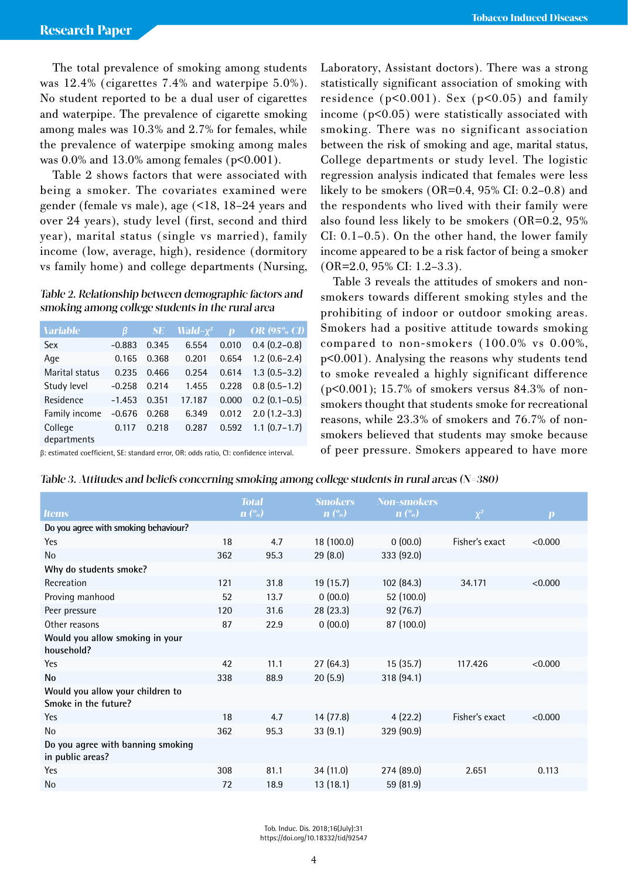The total prevalence of smoking among students was 12.4% (cigarettes 7.4% and waterpipe 5.0%). No student reported to be a dual user of cigarettes and waterpipe. The prevalence of cigarette smoking among males was 10.3% and 2.7% for females, while the prevalence of waterpipe smoking among males was 0.0% and 13.0% among females (p<0.001).

Table 2 shows factors that were associated with being a smoker. The covariates examined were gender (female vs male), age (<18, 18–24 years and over 24 years), study level (first, second and third year), marital status (single vs married), family income (low, average, high), residence (dormitory vs family home) and college departments (Nursing, Laboratory, Assistant doctors). There was a strong statistically significant association of smoking with residence (p<0.001). Sex (p<0.05) and family income (p<0.05) were statistically associated with smoking. There was no significant association between the risk of smoking and age, marital status, College departments or study level. The logistic regression analysis indicated that females were less likely to be smokers (OR=0.4, 95% CI: 0.2–0.8) and the respondents who lived with their family were also found less likely to be smokers (OR=0.2, 95% CI: 0.1–0.5). On the other hand, the lower family income appeared to be a risk factor of being a smoker (OR=2.0, 95% CI: 1.2–3.3).

*Table 2. Relationship between demographic factors and smoking among college students in the rural area*

| Variable | β | SE | Wald-$\chi^2$ | p | OR (95% CI) |
|---|---|---|---|---|---|
| Sex | -0.883 | 0.345 | 6.554 | 0.010 | 0.4 (0.2–0.8) |
| Age | 0.165 | 0.368 | 0.201 | 0.654 | 1.2 (0.6–2.4) |
| Marital status | 0.235 | 0.466 | 0.254 | 0.614 | 1.3 (0.5–3.2) |
| Study level | -0.258 | 0.214 | 1.455 | 0.228 | 0.8 (0.5–1.2) |
| Residence | -1.453 | 0.351 | 17.187 | 0.000 | 0.2 (0.1–0.5) |
| Family income | -0.676 | 0.268 | 6.349 | 0.012 | 2.0 (1.2–3.3) |
| College departments | 0.117 | 0.218 | 0.287 | 0.592 | 1.1 (0.7–1.7) |

β: estimated coefficient, SE: standard error, OR: odds ratio, CI: confidence interval.

Table 3 reveals the attitudes of smokers and non-smokers towards different smoking styles and the prohibiting of indoor or outdoor smoking areas. Smokers had a positive attitude towards smoking compared to non-smokers (100.0% vs 0.00%, p<0.001). Analysing the reasons why students tend to smoke revealed a highly significant difference (p<0.001); 15.7% of smokers versus 84.3% of non-smokers thought that students smoke for recreational reasons, while 23.3% of smokers and 76.7% of non-smokers believed that students may smoke because of peer pressure. Smokers appeared to have more

*Table 3. Attitudes and beliefs concerning smoking among college students in rural areas (N=380)*

| Items | Total n | (%) | Smokers n (%) | Non-smokers n (%) | $\chi^2$ | p |
|---|---|---|---|---|---|---|
| **Do you agree with smoking behaviour?** | | | | | | |
| Yes | 18 | 4.7 | 18 (100.0) | 0 (00.0) | Fisher's exact | <0.000 |
| No | 362 | 95.3 | 29 (8.0) | 333 (92.0) | | |
| **Why do students smoke?** | | | | | | |
| Recreation | 121 | 31.8 | 19 (15.7) | 102 (84.3) | 34.171 | <0.000 |
| Proving manhood | 52 | 13.7 | 0 (00.0) | 52 (100.0) | | |
| Peer pressure | 120 | 31.6 | 28 (23.3) | 92 (76.7) | | |
| Other reasons | 87 | 22.9 | 0 (00.0) | 87 (100.0) | | |
| **Would you allow smoking in your household?** | | | | | | |
| Yes | 42 | 11.1 | 27 (64.3) | 15 (35.7) | 117.426 | <0.000 |
| No | 338 | 88.9 | 20 (5.9) | 318 (94.1) | | |
| **Would you allow your children to Smoke in the future?** | | | | | | |
| Yes | 18 | 4.7 | 14 (77.8) | 4 (22.2) | Fisher's exact | <0.000 |
| No | 362 | 95.3 | 33 (9.1) | 329 (90.9) | | |
| **Do you agree with banning smoking in public areas?** | | | | | | |
| Yes | 308 | 81.1 | 34 (11.0) | 274 (89.0) | 2.651 | 0.113 |
| No | 72 | 18.9 | 13 (18.1) | 59 (81.9) | | |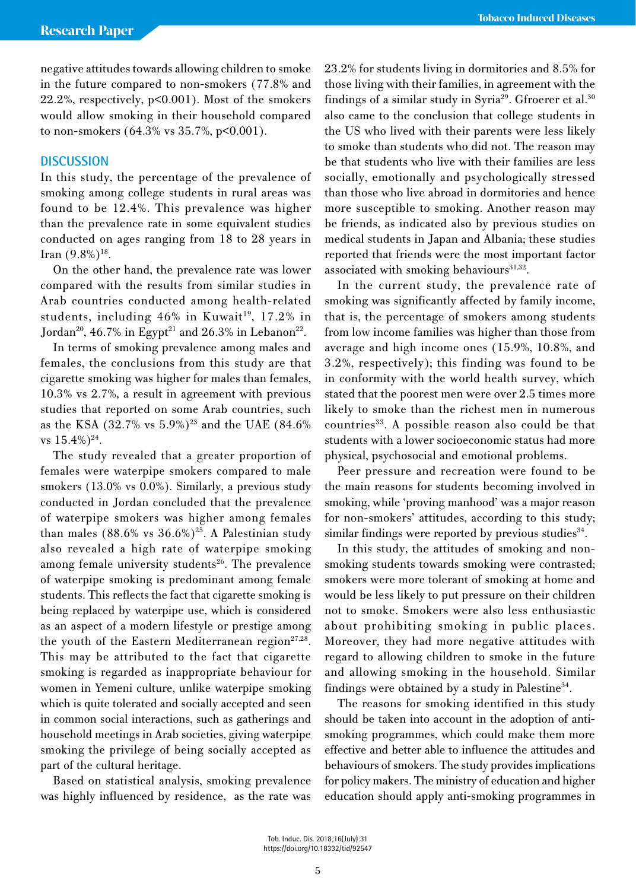negative attitudes towards allowing children to smoke in the future compared to non-smokers (77.8% and 22.2%, respectively, p<0.001). Most of the smokers would allow smoking in their household compared to non-smokers (64.3% vs 35.7%, p<0.001).

## DISCUSSION

In this study, the percentage of the prevalence of smoking among college students in rural areas was found to be 12.4%. This prevalence was higher than the prevalence rate in some equivalent studies conducted on ages ranging from 18 to 28 years in Iran (9.8%)[18].

On the other hand, the prevalence rate was lower compared with the results from similar studies in Arab countries conducted among health-related students, including 46% in Kuwait[19], 17.2% in Jordan[20], 46.7% in Egypt[21] and 26.3% in Lebanon[22].

In terms of smoking prevalence among males and females, the conclusions from this study are that cigarette smoking was higher for males than females, 10.3% vs 2.7%, a result in agreement with previous studies that reported on some Arab countries, such as the KSA (32.7% vs 5.9%)[23] and the UAE (84.6% vs 15.4%)[24].

The study revealed that a greater proportion of females were waterpipe smokers compared to male smokers (13.0% vs 0.0%). Similarly, a previous study conducted in Jordan concluded that the prevalence of waterpipe smokers was higher among females than males (88.6% vs 36.6%)[25]. A Palestinian study also revealed a high rate of waterpipe smoking among female university students[26]. The prevalence of waterpipe smoking is predominant among female students. This reflects the fact that cigarette smoking is being replaced by waterpipe use, which is considered as an aspect of a modern lifestyle or prestige among the youth of the Eastern Mediterranean region[27,28]. This may be attributed to the fact that cigarette smoking is regarded as inappropriate behaviour for women in Yemeni culture, unlike waterpipe smoking which is quite tolerated and socially accepted and seen in common social interactions, such as gatherings and household meetings in Arab societies, giving waterpipe smoking the privilege of being socially accepted as part of the cultural heritage.

Based on statistical analysis, smoking prevalence was highly influenced by residence, as the rate was 23.2% for students living in dormitories and 8.5% for those living with their families, in agreement with the findings of a similar study in Syria[29]. Gfroerer et al.[30] also came to the conclusion that college students in the US who lived with their parents were less likely to smoke than students who did not. The reason may be that students who live with their families are less socially, emotionally and psychologically stressed than those who live abroad in dormitories and hence more susceptible to smoking. Another reason may be friends, as indicated also by previous studies on medical students in Japan and Albania; these studies reported that friends were the most important factor associated with smoking behaviours[31,32].

In the current study, the prevalence rate of smoking was significantly affected by family income, that is, the percentage of smokers among students from low income families was higher than those from average and high income ones (15.9%, 10.8%, and 3.2%, respectively); this finding was found to be in conformity with the world health survey, which stated that the poorest men were over 2.5 times more likely to smoke than the richest men in numerous countries[33]. A possible reason also could be that students with a lower socioeconomic status had more physical, psychosocial and emotional problems.

Peer pressure and recreation were found to be the main reasons for students becoming involved in smoking, while 'proving manhood' was a major reason for non-smokers' attitudes, according to this study; similar findings were reported by previous studies[34].

In this study, the attitudes of smoking and non-smoking students towards smoking were contrasted; smokers were more tolerant of smoking at home and would be less likely to put pressure on their children not to smoke. Smokers were also less enthusiastic about prohibiting smoking in public places. Moreover, they had more negative attitudes with regard to allowing children to smoke in the future and allowing smoking in the household. Similar findings were obtained by a study in Palestine[34].

The reasons for smoking identified in this study should be taken into account in the adoption of anti-smoking programmes, which could make them more effective and better able to influence the attitudes and behaviours of smokers. The study provides implications for policy makers. The ministry of education and higher education should apply anti-smoking programmes in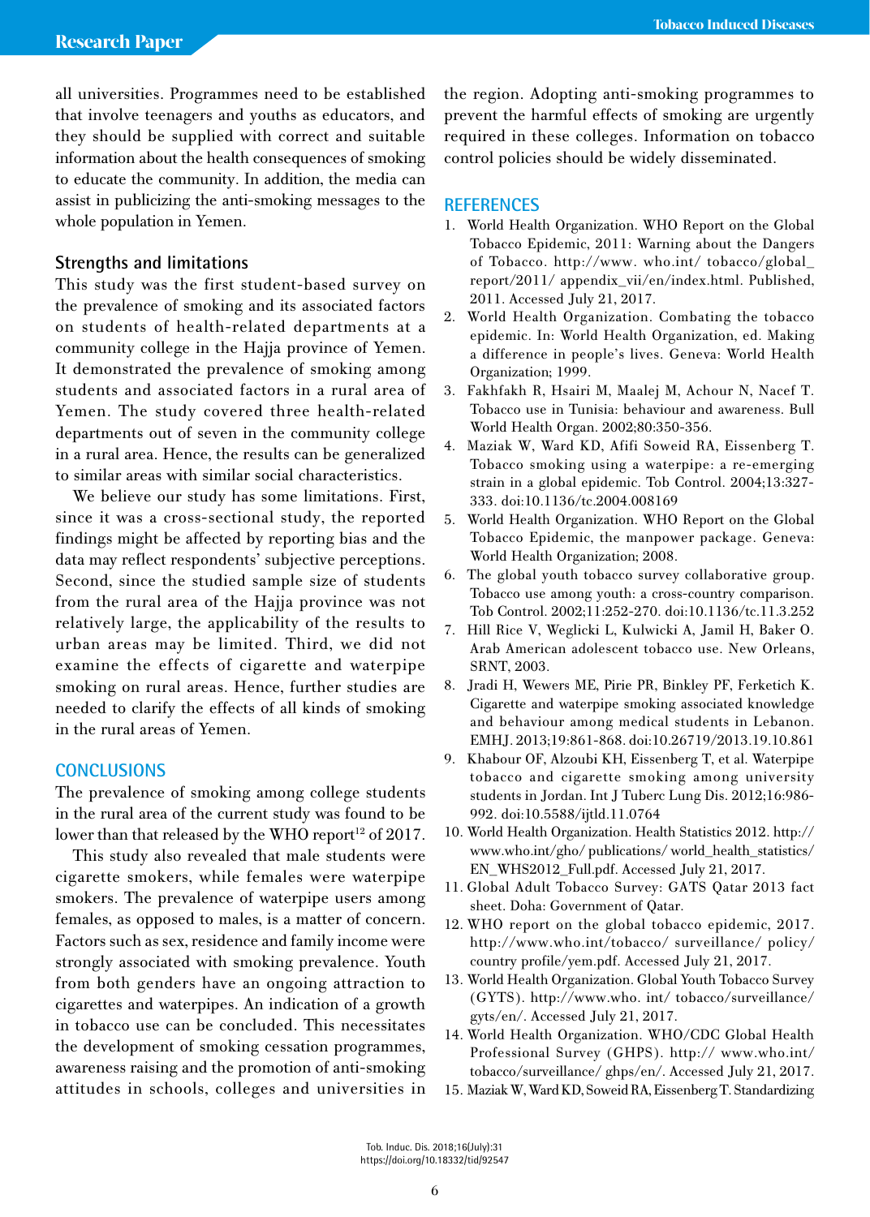all universities. Programmes need to be established that involve teenagers and youths as educators, and they should be supplied with correct and suitable information about the health consequences of smoking to educate the community. In addition, the media can assist in publicizing the anti-smoking messages to the whole population in Yemen.

### Strengths and limitations

This study was the first student-based survey on the prevalence of smoking and its associated factors on students of health-related departments at a community college in the Hajja province of Yemen. It demonstrated the prevalence of smoking among students and associated factors in a rural area of Yemen. The study covered three health-related departments out of seven in the community college in a rural area. Hence, the results can be generalized to similar areas with similar social characteristics.

We believe our study has some limitations. First, since it was a cross-sectional study, the reported findings might be affected by reporting bias and the data may reflect respondents' subjective perceptions. Second, since the studied sample size of students from the rural area of the Hajja province was not relatively large, the applicability of the results to urban areas may be limited. Third, we did not examine the effects of cigarette and waterpipe smoking on rural areas. Hence, further studies are needed to clarify the effects of all kinds of smoking in the rural areas of Yemen.

## CONCLUSIONS

The prevalence of smoking among college students in the rural area of the current study was found to be lower than that released by the WHO report[12] of 2017.

This study also revealed that male students were cigarette smokers, while females were waterpipe smokers. The prevalence of waterpipe users among females, as opposed to males, is a matter of concern. Factors such as sex, residence and family income were strongly associated with smoking prevalence. Youth from both genders have an ongoing attraction to cigarettes and waterpipes. An indication of a growth in tobacco use can be concluded. This necessitates the development of smoking cessation programmes, awareness raising and the promotion of anti-smoking attitudes in schools, colleges and universities in the region. Adopting anti-smoking programmes to prevent the harmful effects of smoking are urgently required in these colleges. Information on tobacco control policies should be widely disseminated.

## REFERENCES

1. World Health Organization. WHO Report on the Global Tobacco Epidemic, 2011: Warning about the Dangers of Tobacco. http://www. who.int/ tobacco/global_ report/2011/ appendix_vii/en/index.html. Published, 2011. Accessed July 21, 2017.
2. World Health Organization. Combating the tobacco epidemic. In: World Health Organization, ed. Making a difference in people's lives. Geneva: World Health Organization; 1999.
3. Fakhfakh R, Hsairi M, Maalej M, Achour N, Nacef T. Tobacco use in Tunisia: behaviour and awareness. Bull World Health Organ. 2002;80:350-356.
4. Maziak W, Ward KD, Afifi Soweid RA, Eissenberg T. Tobacco smoking using a waterpipe: a re-emerging strain in a global epidemic. Tob Control. 2004;13:327-333. doi:10.1136/tc.2004.008169
5. World Health Organization. WHO Report on the Global Tobacco Epidemic, the manpower package. Geneva: World Health Organization; 2008.
6. The global youth tobacco survey collaborative group. Tobacco use among youth: a cross-country comparison. Tob Control. 2002;11:252-270. doi:10.1136/tc.11.3.252
7. Hill Rice V, Weglicki L, Kulwicki A, Jamil H, Baker O. Arab American adolescent tobacco use. New Orleans, SRNT, 2003.
8. Jradi H, Wewers ME, Pirie PR, Binkley PF, Ferketich K. Cigarette and waterpipe smoking associated knowledge and behaviour among medical students in Lebanon. EMHJ. 2013;19:861-868. doi:10.26719/2013.19.10.861
9. Khabour OF, Alzoubi KH, Eissenberg T, et al. Waterpipe tobacco and cigarette smoking among university students in Jordan. Int J Tuberc Lung Dis. 2012;16:986-992. doi:10.5588/ijtld.11.0764
10. World Health Organization. Health Statistics 2012. http:// www.who.int/gho/ publications/ world_health_statistics/ EN_WHS2012_Full.pdf. Accessed July 21, 2017.
11. Global Adult Tobacco Survey: GATS Qatar 2013 fact sheet. Doha: Government of Qatar.
12. WHO report on the global tobacco epidemic, 2017. http://www.who.int/tobacco/ surveillance/ policy/ country profile/yem.pdf. Accessed July 21, 2017.
13. World Health Organization. Global Youth Tobacco Survey (GYTS). http://www.who. int/ tobacco/surveillance/ gyts/en/. Accessed July 21, 2017.
14. World Health Organization. WHO/CDC Global Health Professional Survey (GHPS). http:// www.who.int/ tobacco/surveillance/ ghps/en/. Accessed July 21, 2017.
15. Maziak W, Ward KD, Soweid RA, Eissenberg T. Standardizing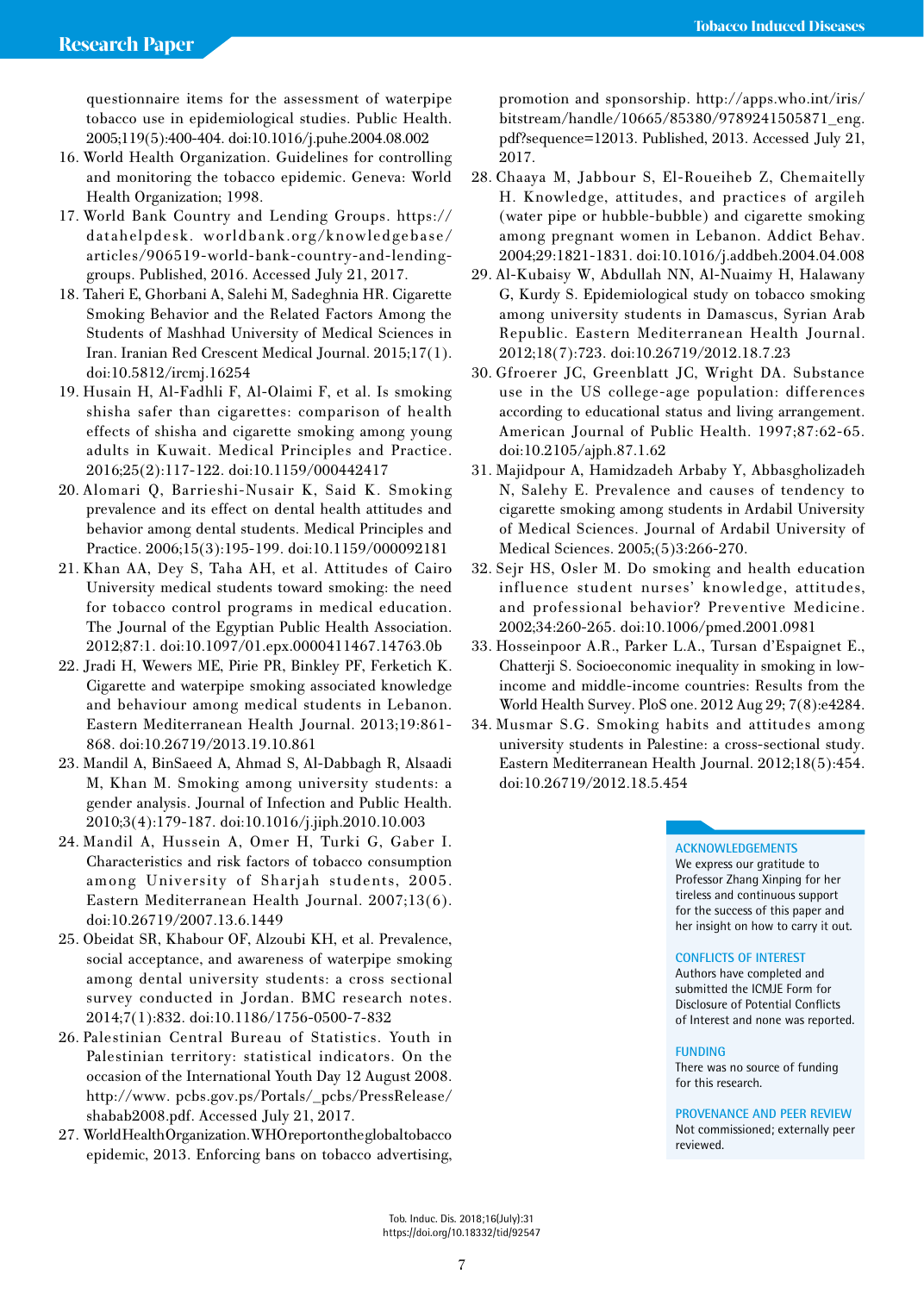questionnaire items for the assessment of waterpipe tobacco use in epidemiological studies. Public Health. 2005;119(5):400-404. doi:10.1016/j.puhe.2004.08.002

16. World Health Organization. Guidelines for controlling and monitoring the tobacco epidemic. Geneva: World Health Organization; 1998.
17. World Bank Country and Lending Groups. https://datahelpdesk. worldbank.org/knowledgebase/articles/906519-world-bank-country-and-lending-groups. Published, 2016. Accessed July 21, 2017.
18. Taheri E, Ghorbani A, Salehi M, Sadeghnia HR. Cigarette Smoking Behavior and the Related Factors Among the Students of Mashhad University of Medical Sciences in Iran. Iranian Red Crescent Medical Journal. 2015;17(1). doi:10.5812/ircmj.16254
19. Husain H, Al-Fadhli F, Al-Olaimi F, et al. Is smoking shisha safer than cigarettes: comparison of health effects of shisha and cigarette smoking among young adults in Kuwait. Medical Principles and Practice. 2016;25(2):117-122. doi:10.1159/000442417
20. Alomari Q, Barrieshi-Nusair K, Said K. Smoking prevalence and its effect on dental health attitudes and behavior among dental students. Medical Principles and Practice. 2006;15(3):195-199. doi:10.1159/000092181
21. Khan AA, Dey S, Taha AH, et al. Attitudes of Cairo University medical students toward smoking: the need for tobacco control programs in medical education. The Journal of the Egyptian Public Health Association. 2012;87:1. doi:10.1097/01.epx.0000411467.14763.0b
22. Jradi H, Wewers ME, Pirie PR, Binkley PF, Ferketich K. Cigarette and waterpipe smoking associated knowledge and behaviour among medical students in Lebanon. Eastern Mediterranean Health Journal. 2013;19:861-868. doi:10.26719/2013.19.10.861
23. Mandil A, BinSaeed A, Ahmad S, Al-Dabbagh R, Alsaadi M, Khan M. Smoking among university students: a gender analysis. Journal of Infection and Public Health. 2010;3(4):179-187. doi:10.1016/j.jiph.2010.10.003
24. Mandil A, Hussein A, Omer H, Turki G, Gaber I. Characteristics and risk factors of tobacco consumption among University of Sharjah students, 2005. Eastern Mediterranean Health Journal. 2007;13(6). doi:10.26719/2007.13.6.1449
25. Obeidat SR, Khabour OF, Alzoubi KH, et al. Prevalence, social acceptance, and awareness of waterpipe smoking among dental university students: a cross sectional survey conducted in Jordan. BMC research notes. 2014;7(1):832. doi:10.1186/1756-0500-7-832
26. Palestinian Central Bureau of Statistics. Youth in Palestinian territory: statistical indicators. On the occasion of the International Youth Day 12 August 2008. http://www. pcbs.gov.ps/Portals/_pcbs/PressRelease/shabab2008.pdf. Accessed July 21, 2017.
27. World Health Organization. WHO report on the global tobacco epidemic, 2013. Enforcing bans on tobacco advertising, promotion and sponsorship. http://apps.who.int/iris/bitstream/handle/10665/85380/9789241505871_eng.pdf?sequence=12013. Published, 2013. Accessed July 21, 2017.
28. Chaaya M, Jabbour S, El-Roueiheb Z, Chemaitelly H. Knowledge, attitudes, and practices of argileh (water pipe or hubble-bubble) and cigarette smoking among pregnant women in Lebanon. Addict Behav. 2004;29:1821-1831. doi:10.1016/j.addbeh.2004.04.008
29. Al-Kubaisy W, Abdullah NN, Al-Nuaimy H, Halawany G, Kurdy S. Epidemiological study on tobacco smoking among university students in Damascus, Syrian Arab Republic. Eastern Mediterranean Health Journal. 2012;18(7):723. doi:10.26719/2012.18.7.23
30. Gfroerer JC, Greenblatt JC, Wright DA. Substance use in the US college-age population: differences according to educational status and living arrangement. American Journal of Public Health. 1997;87:62-65. doi:10.2105/ajph.87.1.62
31. Majidpour A, Hamidzadeh Arbaby Y, Abbasgholizadeh N, Salehy E. Prevalence and causes of tendency to cigarette smoking among students in Ardabil University of Medical Sciences. Journal of Ardabil University of Medical Sciences. 2005;(5)3:266-270.
32. Sejr HS, Osler M. Do smoking and health education influence student nurses' knowledge, attitudes, and professional behavior? Preventive Medicine. 2002;34:260-265. doi:10.1006/pmed.2001.0981
33. Hosseinpoor A.R., Parker L.A., Tursan d'Espaignet E., Chatterji S. Socioeconomic inequality in smoking in low-income and middle-income countries: Results from the World Health Survey. PloS one. 2012 Aug 29; 7(8):e4284.
34. Musmar S.G. Smoking habits and attitudes among university students in Palestine: a cross-sectional study. Eastern Mediterranean Health Journal. 2012;18(5):454. doi:10.26719/2012.18.5.454

## ACKNOWLEDGEMENTS

We express our gratitude to Professor Zhang Xinping for her tireless and continuous support for the success of this paper and her insight on how to carry it out.

## CONFLICTS OF INTEREST

Authors have completed and submitted the ICMJE Form for Disclosure of Potential Conflicts of Interest and none was reported.

## FUNDING

There was no source of funding for this research.

## PROVENANCE AND PEER REVIEW

Not commissioned; externally peer reviewed.